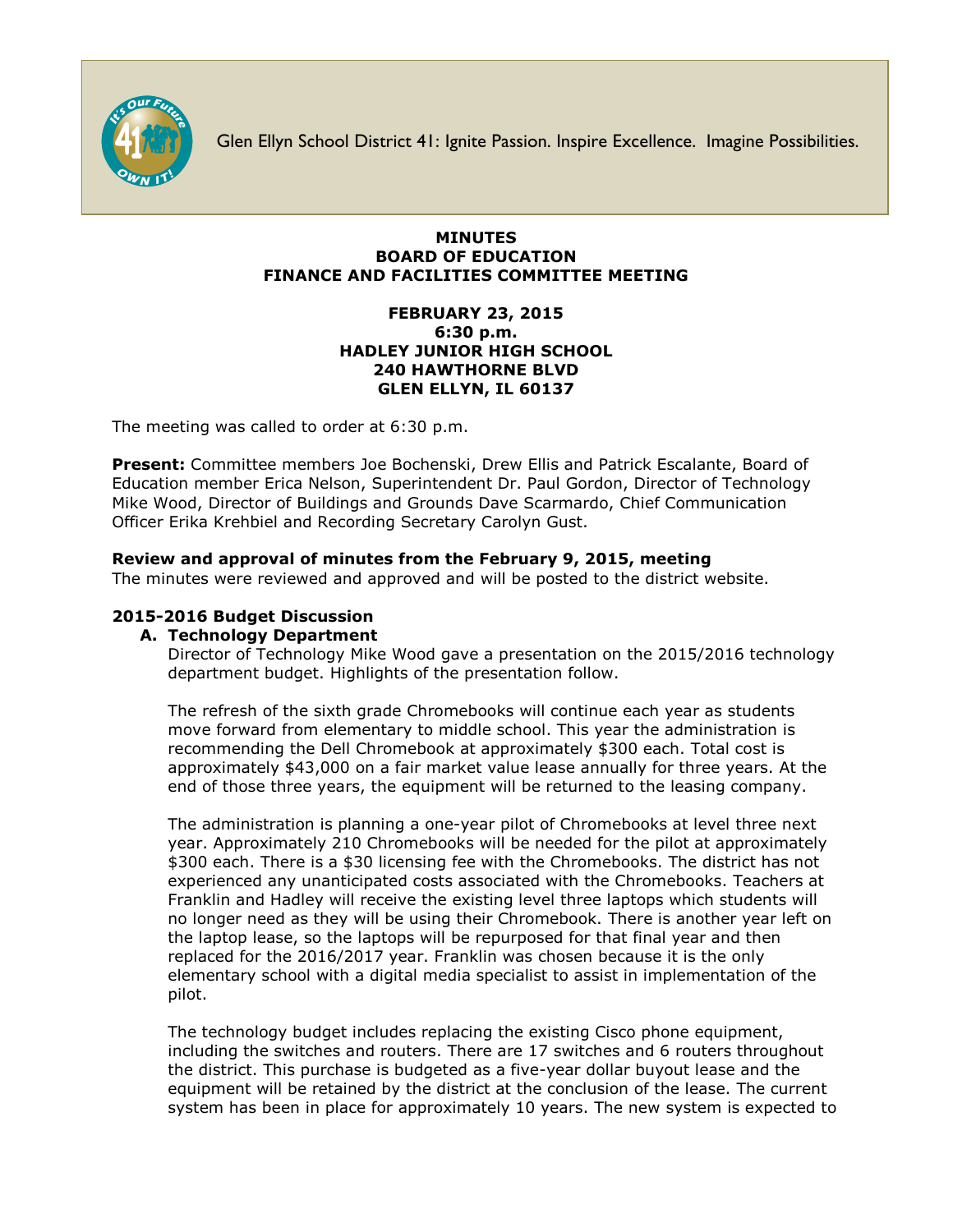Glen Ellyn School District 41: Ignite Passion. Inspire Excellence. Imagine Possibilities.

# MINUTES
# BOARD OF EDUCATION
# FINANCE AND FACILITIES COMMITTEE MEETING

**FEBRUARY 23, 2015**
**6:30 p.m.**
**HADLEY JUNIOR HIGH SCHOOL**
**240 HAWTHORNE BLVD**
**GLEN ELLYN, IL 60137**

The meeting was called to order at 6:30 p.m.

**Present:** Committee members Joe Bochenski, Drew Ellis and Patrick Escalante, Board of Education member Erica Nelson, Superintendent Dr. Paul Gordon, Director of Technology Mike Wood, Director of Buildings and Grounds Dave Scarmardo, Chief Communication Officer Erika Krehbiel and Recording Secretary Carolyn Gust.

**Review and approval of minutes from the February 9, 2015, meeting**
The minutes were reviewed and approved and will be posted to the district website.

**2015-2016 Budget Discussion**

**A. Technology Department**

Director of Technology Mike Wood gave a presentation on the 2015/2016 technology department budget. Highlights of the presentation follow.

The refresh of the sixth grade Chromebooks will continue each year as students move forward from elementary to middle school. This year the administration is recommending the Dell Chromebook at approximately $300 each. Total cost is approximately $43,000 on a fair market value lease annually for three years. At the end of those three years, the equipment will be returned to the leasing company.

The administration is planning a one-year pilot of Chromebooks at level three next year. Approximately 210 Chromebooks will be needed for the pilot at approximately $300 each. There is a $30 licensing fee with the Chromebooks. The district has not experienced any unanticipated costs associated with the Chromebooks. Teachers at Franklin and Hadley will receive the existing level three laptops which students will no longer need as they will be using their Chromebook. There is another year left on the laptop lease, so the laptops will be repurposed for that final year and then replaced for the 2016/2017 year. Franklin was chosen because it is the only elementary school with a digital media specialist to assist in implementation of the pilot.

The technology budget includes replacing the existing Cisco phone equipment, including the switches and routers. There are 17 switches and 6 routers throughout the district. This purchase is budgeted as a five-year dollar buyout lease and the equipment will be retained by the district at the conclusion of the lease. The current system has been in place for approximately 10 years. The new system is expected to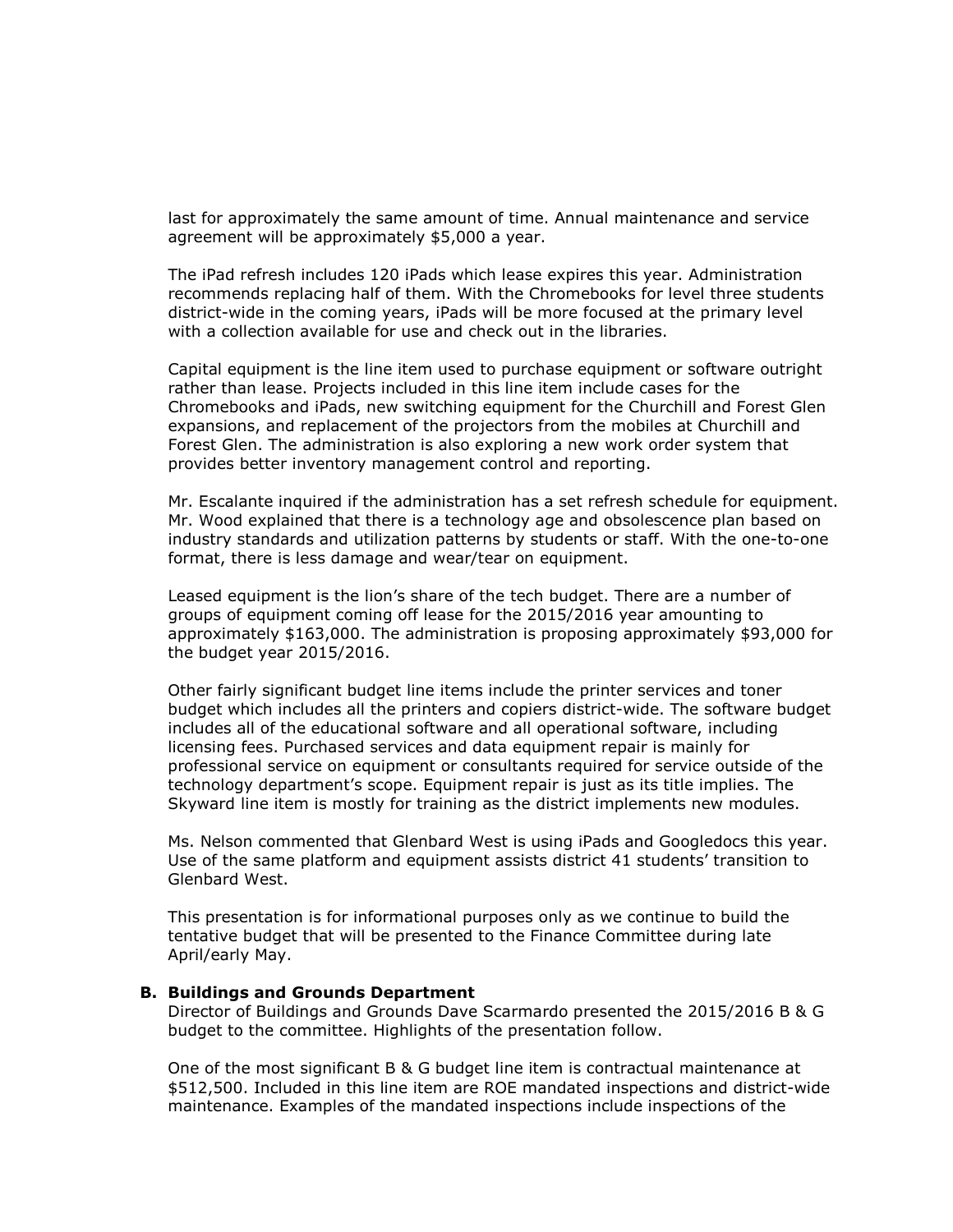last for approximately the same amount of time. Annual maintenance and service agreement will be approximately $5,000 a year.

The iPad refresh includes 120 iPads which lease expires this year. Administration recommends replacing half of them. With the Chromebooks for level three students district-wide in the coming years, iPads will be more focused at the primary level with a collection available for use and check out in the libraries.

Capital equipment is the line item used to purchase equipment or software outright rather than lease. Projects included in this line item include cases for the Chromebooks and iPads, new switching equipment for the Churchill and Forest Glen expansions, and replacement of the projectors from the mobiles at Churchill and Forest Glen. The administration is also exploring a new work order system that provides better inventory management control and reporting.

Mr. Escalante inquired if the administration has a set refresh schedule for equipment. Mr. Wood explained that there is a technology age and obsolescence plan based on industry standards and utilization patterns by students or staff. With the one-to-one format, there is less damage and wear/tear on equipment.

Leased equipment is the lion's share of the tech budget. There are a number of groups of equipment coming off lease for the 2015/2016 year amounting to approximately $163,000. The administration is proposing approximately $93,000 for the budget year 2015/2016.

Other fairly significant budget line items include the printer services and toner budget which includes all the printers and copiers district-wide. The software budget includes all of the educational software and all operational software, including licensing fees. Purchased services and data equipment repair is mainly for professional service on equipment or consultants required for service outside of the technology department's scope. Equipment repair is just as its title implies. The Skyward line item is mostly for training as the district implements new modules.

Ms. Nelson commented that Glenbard West is using iPads and Googledocs this year. Use of the same platform and equipment assists district 41 students' transition to Glenbard West.

This presentation is for informational purposes only as we continue to build the tentative budget that will be presented to the Finance Committee during late April/early May.

**B. Buildings and Grounds Department**

Director of Buildings and Grounds Dave Scarmardo presented the 2015/2016 B & G budget to the committee. Highlights of the presentation follow.

One of the most significant B & G budget line item is contractual maintenance at $512,500. Included in this line item are ROE mandated inspections and district-wide maintenance. Examples of the mandated inspections include inspections of the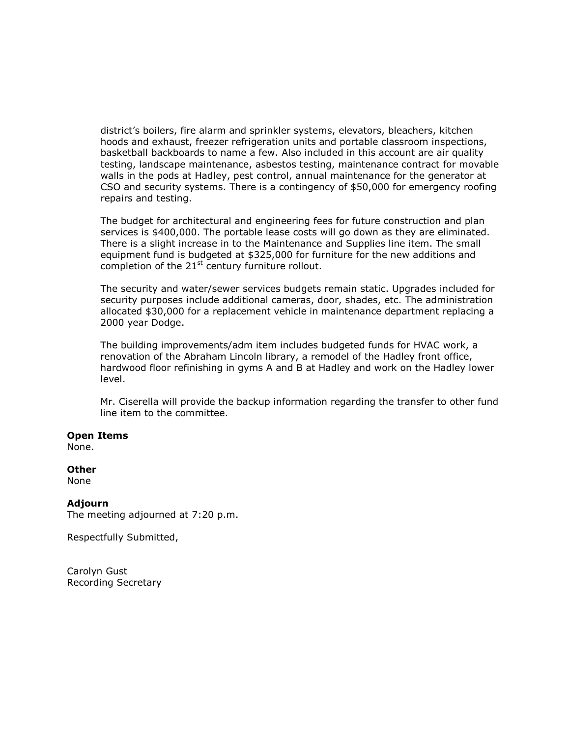district's boilers, fire alarm and sprinkler systems, elevators, bleachers, kitchen hoods and exhaust, freezer refrigeration units and portable classroom inspections, basketball backboards to name a few. Also included in this account are air quality testing, landscape maintenance, asbestos testing, maintenance contract for movable walls in the pods at Hadley, pest control, annual maintenance for the generator at CSO and security systems. There is a contingency of $50,000 for emergency roofing repairs and testing.

The budget for architectural and engineering fees for future construction and plan services is $400,000. The portable lease costs will go down as they are eliminated. There is a slight increase in to the Maintenance and Supplies line item. The small equipment fund is budgeted at $325,000 for furniture for the new additions and completion of the 21st century furniture rollout.

The security and water/sewer services budgets remain static. Upgrades included for security purposes include additional cameras, door, shades, etc. The administration allocated $30,000 for a replacement vehicle in maintenance department replacing a 2000 year Dodge.

The building improvements/adm item includes budgeted funds for HVAC work, a renovation of the Abraham Lincoln library, a remodel of the Hadley front office, hardwood floor refinishing in gyms A and B at Hadley and work on the Hadley lower level.

Mr. Ciserella will provide the backup information regarding the transfer to other fund line item to the committee.

**Open Items**
None.

**Other**
None

**Adjourn**
The meeting adjourned at 7:20 p.m.

Respectfully Submitted,

Carolyn Gust
Recording Secretary